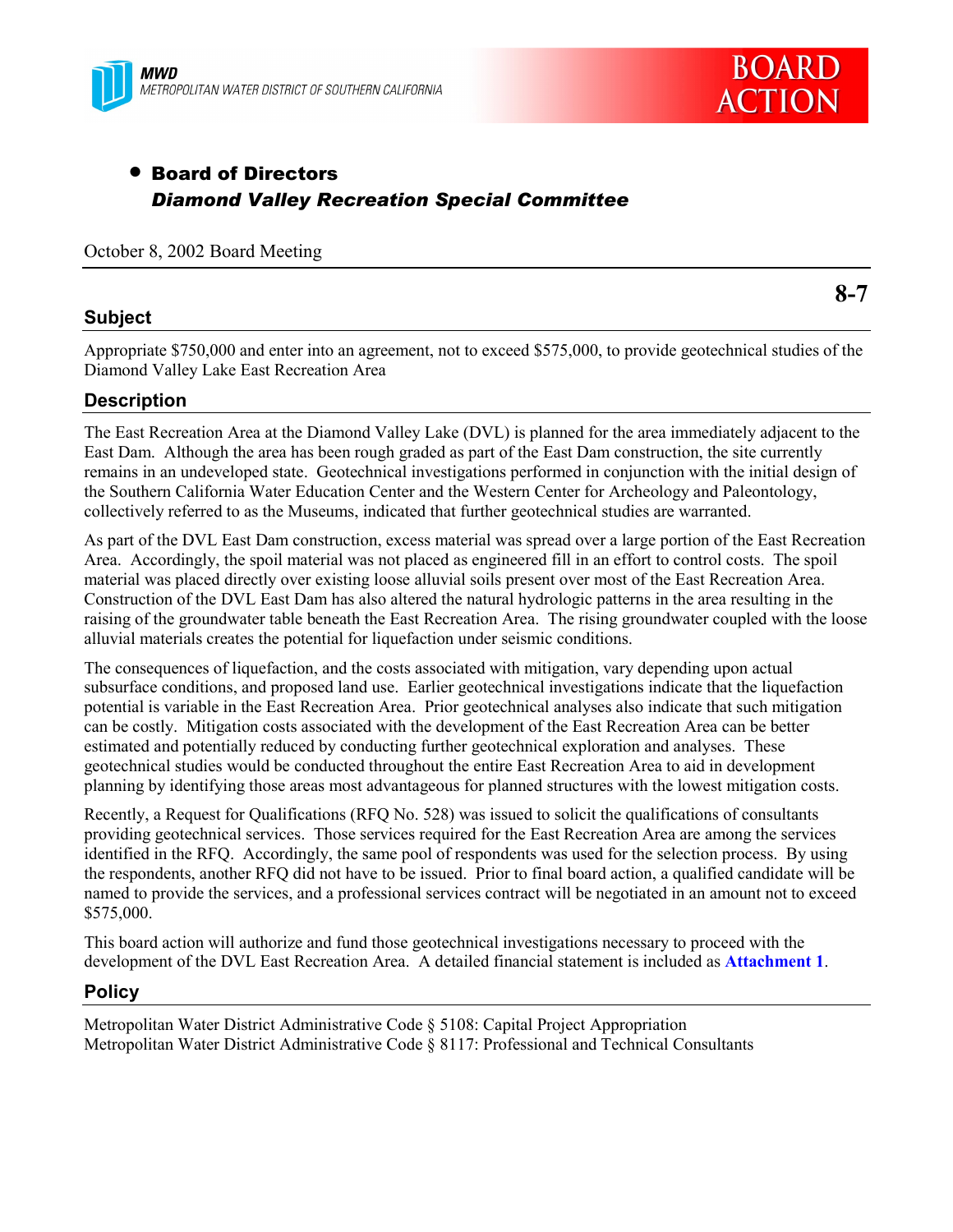MWD
METROPOLITAN WATER DISTRICT OF SOUTHERN CALIFORNIA

BOARD ACTION

- **Board of Directors**
  ***Diamond Valley Recreation Special Committee***

October 8, 2002 Board Meeting

**8-7**

## Subject

Appropriate $750,000 and enter into an agreement, not to exceed $575,000, to provide geotechnical studies of the Diamond Valley Lake East Recreation Area

## Description

The East Recreation Area at the Diamond Valley Lake (DVL) is planned for the area immediately adjacent to the East Dam. Although the area has been rough graded as part of the East Dam construction, the site currently remains in an undeveloped state. Geotechnical investigations performed in conjunction with the initial design of the Southern California Water Education Center and the Western Center for Archeology and Paleontology, collectively referred to as the Museums, indicated that further geotechnical studies are warranted.

As part of the DVL East Dam construction, excess material was spread over a large portion of the East Recreation Area. Accordingly, the spoil material was not placed as engineered fill in an effort to control costs. The spoil material was placed directly over existing loose alluvial soils present over most of the East Recreation Area. Construction of the DVL East Dam has also altered the natural hydrologic patterns in the area resulting in the raising of the groundwater table beneath the East Recreation Area. The rising groundwater coupled with the loose alluvial materials creates the potential for liquefaction under seismic conditions.

The consequences of liquefaction, and the costs associated with mitigation, vary depending upon actual subsurface conditions, and proposed land use. Earlier geotechnical investigations indicate that the liquefaction potential is variable in the East Recreation Area. Prior geotechnical analyses also indicate that such mitigation can be costly. Mitigation costs associated with the development of the East Recreation Area can be better estimated and potentially reduced by conducting further geotechnical exploration and analyses. These geotechnical studies would be conducted throughout the entire East Recreation Area to aid in development planning by identifying those areas most advantageous for planned structures with the lowest mitigation costs.

Recently, a Request for Qualifications (RFQ No. 528) was issued to solicit the qualifications of consultants providing geotechnical services. Those services required for the East Recreation Area are among the services identified in the RFQ. Accordingly, the same pool of respondents was used for the selection process. By using the respondents, another RFQ did not have to be issued. Prior to final board action, a qualified candidate will be named to provide the services, and a professional services contract will be negotiated in an amount not to exceed $575,000.

This board action will authorize and fund those geotechnical investigations necessary to proceed with the development of the DVL East Recreation Area. A detailed financial statement is included as **Attachment 1**.

## Policy

Metropolitan Water District Administrative Code § 5108: Capital Project Appropriation
Metropolitan Water District Administrative Code § 8117: Professional and Technical Consultants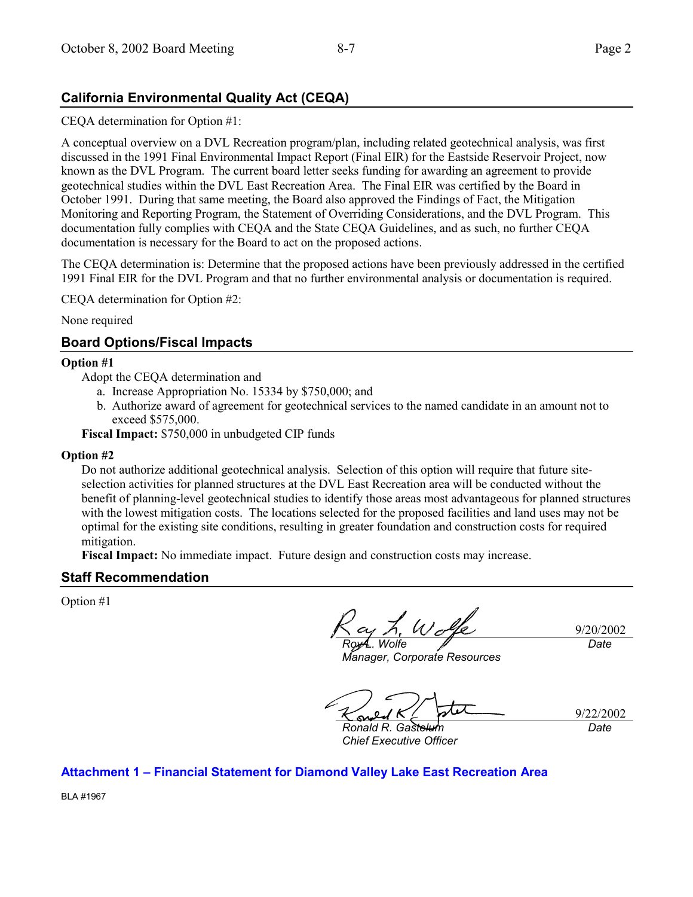## California Environmental Quality Act (CEQA)

CEQA determination for Option #1:

A conceptual overview on a DVL Recreation program/plan, including related geotechnical analysis, was first discussed in the 1991 Final Environmental Impact Report (Final EIR) for the Eastside Reservoir Project, now known as the DVL Program. The current board letter seeks funding for awarding an agreement to provide geotechnical studies within the DVL East Recreation Area. The Final EIR was certified by the Board in October 1991. During that same meeting, the Board also approved the Findings of Fact, the Mitigation Monitoring and Reporting Program, the Statement of Overriding Considerations, and the DVL Program. This documentation fully complies with CEQA and the State CEQA Guidelines, and as such, no further CEQA documentation is necessary for the Board to act on the proposed actions.

The CEQA determination is: Determine that the proposed actions have been previously addressed in the certified 1991 Final EIR for the DVL Program and that no further environmental analysis or documentation is required.

CEQA determination for Option #2:

None required

## Board Options/Fiscal Impacts

**Option #1**

Adopt the CEQA determination and

a. Increase Appropriation No. 15334 by $750,000; and
b. Authorize award of agreement for geotechnical services to the named candidate in an amount not to exceed $575,000.

**Fiscal Impact:** $750,000 in unbudgeted CIP funds

**Option #2**

Do not authorize additional geotechnical analysis. Selection of this option will require that future site-selection activities for planned structures at the DVL East Recreation area will be conducted without the benefit of planning-level geotechnical studies to identify those areas most advantageous for planned structures with the lowest mitigation costs. The locations selected for the proposed facilities and land uses may not be optimal for the existing site conditions, resulting in greater foundation and construction costs for required mitigation.

**Fiscal Impact:** No immediate impact. Future design and construction costs may increase.

## Staff Recommendation

Option #1

*Roy L. Wolfe* — 9/20/2002
*Manager, Corporate Resources*

*Ronald R. Gastelum* — 9/22/2002
*Chief Executive Officer*

**Attachment 1 – Financial Statement for Diamond Valley Lake East Recreation Area**

BLA #1967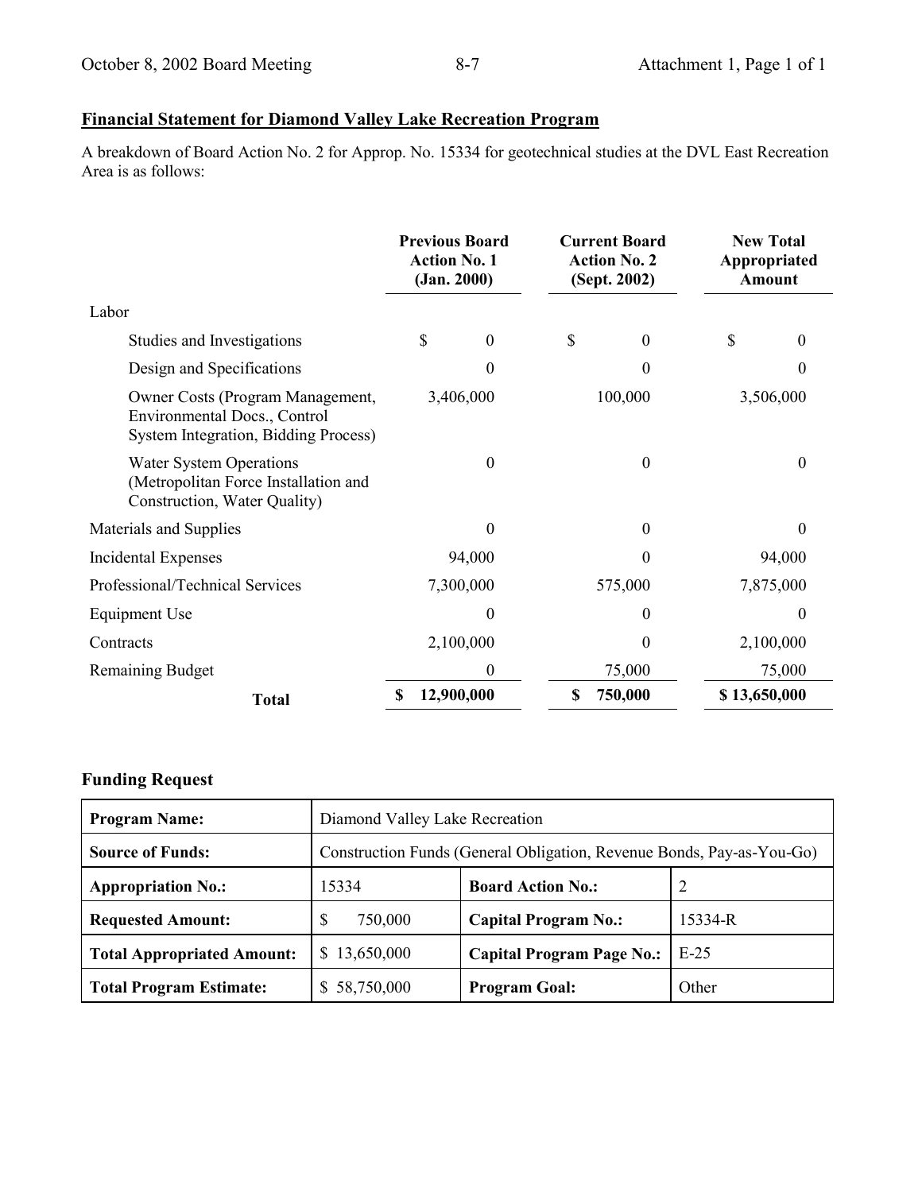## Financial Statement for Diamond Valley Lake Recreation Program

A breakdown of Board Action No. 2 for Approp. No. 15334 for geotechnical studies at the DVL East Recreation Area is as follows:

| | Previous Board Action No. 1 (Jan. 2000) | Current Board Action No. 2 (Sept. 2002) | New Total Appropriated Amount |
|---|---|---|---|
| Labor | | | |
| Studies and Investigations | $ 0 | $ 0 | $ 0 |
| Design and Specifications | 0 | 0 | 0 |
| Owner Costs (Program Management, Environmental Docs., Control System Integration, Bidding Process) | 3,406,000 | 100,000 | 3,506,000 |
| Water System Operations (Metropolitan Force Installation and Construction, Water Quality) | 0 | 0 | 0 |
| Materials and Supplies | 0 | 0 | 0 |
| Incidental Expenses | 94,000 | 0 | 94,000 |
| Professional/Technical Services | 7,300,000 | 575,000 | 7,875,000 |
| Equipment Use | 0 | 0 | 0 |
| Contracts | 2,100,000 | 0 | 2,100,000 |
| Remaining Budget | 0 | 75,000 | 75,000 |
| **Total** | **$ 12,900,000** | **$ 750,000** | **$ 13,650,000** |

### Funding Request

| | | | |
|---|---|---|---|
| **Program Name:** | Diamond Valley Lake Recreation | | |
| **Source of Funds:** | Construction Funds (General Obligation, Revenue Bonds, Pay-as-You-Go) | | |
| **Appropriation No.:** | 15334 | **Board Action No.:** | 2 |
| **Requested Amount:** | $ 750,000 | **Capital Program No.:** | 15334-R |
| **Total Appropriated Amount:** | $ 13,650,000 | **Capital Program Page No.:** | E-25 |
| **Total Program Estimate:** | $ 58,750,000 | **Program Goal:** | Other |